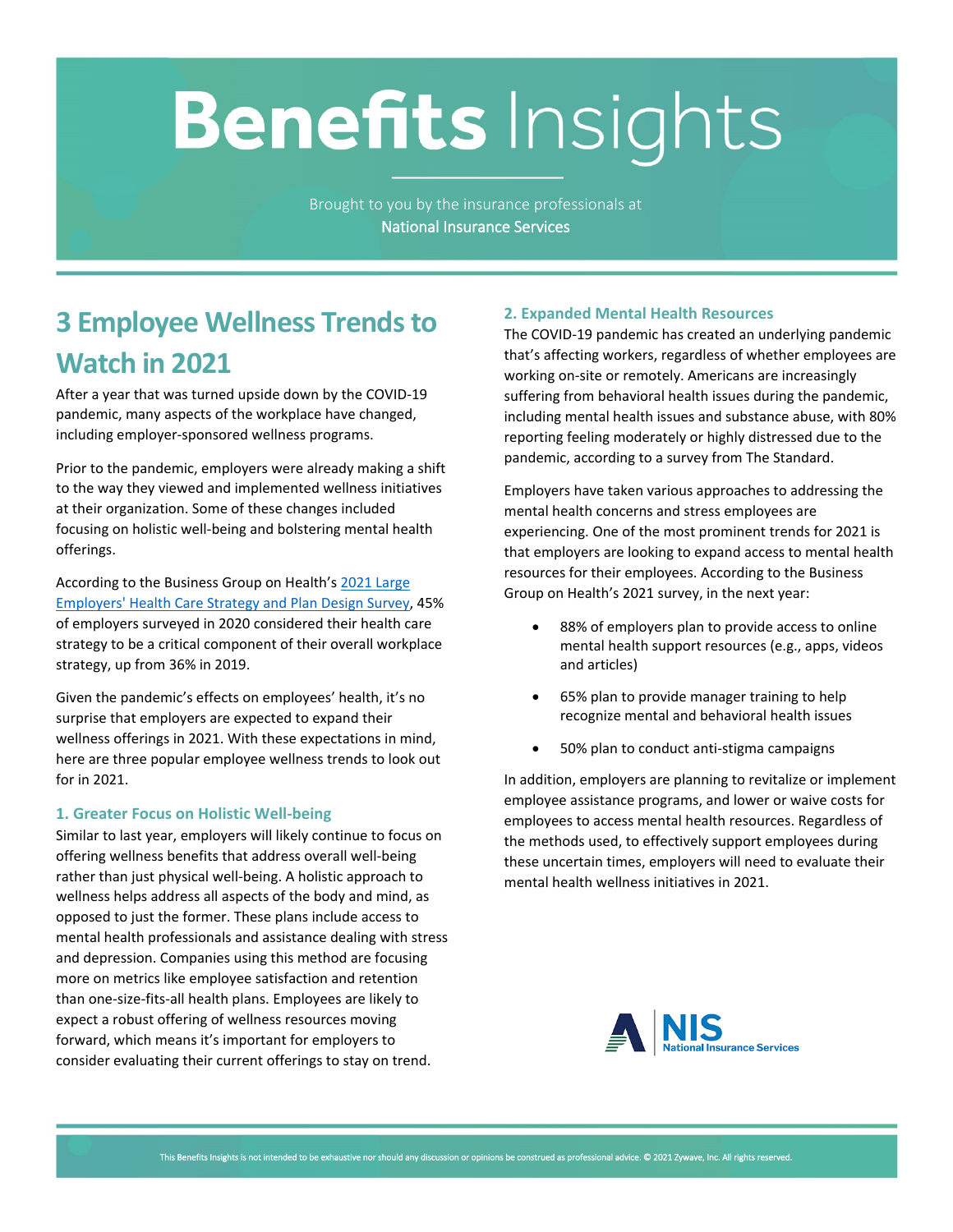# Benefits Insights

Brought to you by the insurance professionals at
National Insurance Services

## 3 Employee Wellness Trends to Watch in 2021

After a year that was turned upside down by the COVID-19 pandemic, many aspects of the workplace have changed, including employer-sponsored wellness programs.

Prior to the pandemic, employers were already making a shift to the way they viewed and implemented wellness initiatives at their organization. Some of these changes included focusing on holistic well-being and bolstering mental health offerings.

According to the Business Group on Health's 2021 Large Employers' Health Care Strategy and Plan Design Survey, 45% of employers surveyed in 2020 considered their health care strategy to be a critical component of their overall workplace strategy, up from 36% in 2019.

Given the pandemic's effects on employees' health, it's no surprise that employers are expected to expand their wellness offerings in 2021. With these expectations in mind, here are three popular employee wellness trends to look out for in 2021.

### 1. Greater Focus on Holistic Well-being

Similar to last year, employers will likely continue to focus on offering wellness benefits that address overall well-being rather than just physical well-being. A holistic approach to wellness helps address all aspects of the body and mind, as opposed to just the former. These plans include access to mental health professionals and assistance dealing with stress and depression. Companies using this method are focusing more on metrics like employee satisfaction and retention than one-size-fits-all health plans. Employees are likely to expect a robust offering of wellness resources moving forward, which means it's important for employers to consider evaluating their current offerings to stay on trend.

### 2. Expanded Mental Health Resources

The COVID-19 pandemic has created an underlying pandemic that's affecting workers, regardless of whether employees are working on-site or remotely. Americans are increasingly suffering from behavioral health issues during the pandemic, including mental health issues and substance abuse, with 80% reporting feeling moderately or highly distressed due to the pandemic, according to a survey from The Standard.

Employers have taken various approaches to addressing the mental health concerns and stress employees are experiencing. One of the most prominent trends for 2021 is that employers are looking to expand access to mental health resources for their employees. According to the Business Group on Health's 2021 survey, in the next year:

- 88% of employers plan to provide access to online mental health support resources (e.g., apps, videos and articles)
- 65% plan to provide manager training to help recognize mental and behavioral health issues
- 50% plan to conduct anti-stigma campaigns

In addition, employers are planning to revitalize or implement employee assistance programs, and lower or waive costs for employees to access mental health resources. Regardless of the methods used, to effectively support employees during these uncertain times, employers will need to evaluate their mental health wellness initiatives in 2021.

NIS National Insurance Services

This Benefits Insights is not intended to be exhaustive nor should any discussion or opinions be construed as professional advice. © 2021 Zywave, Inc. All rights reserved.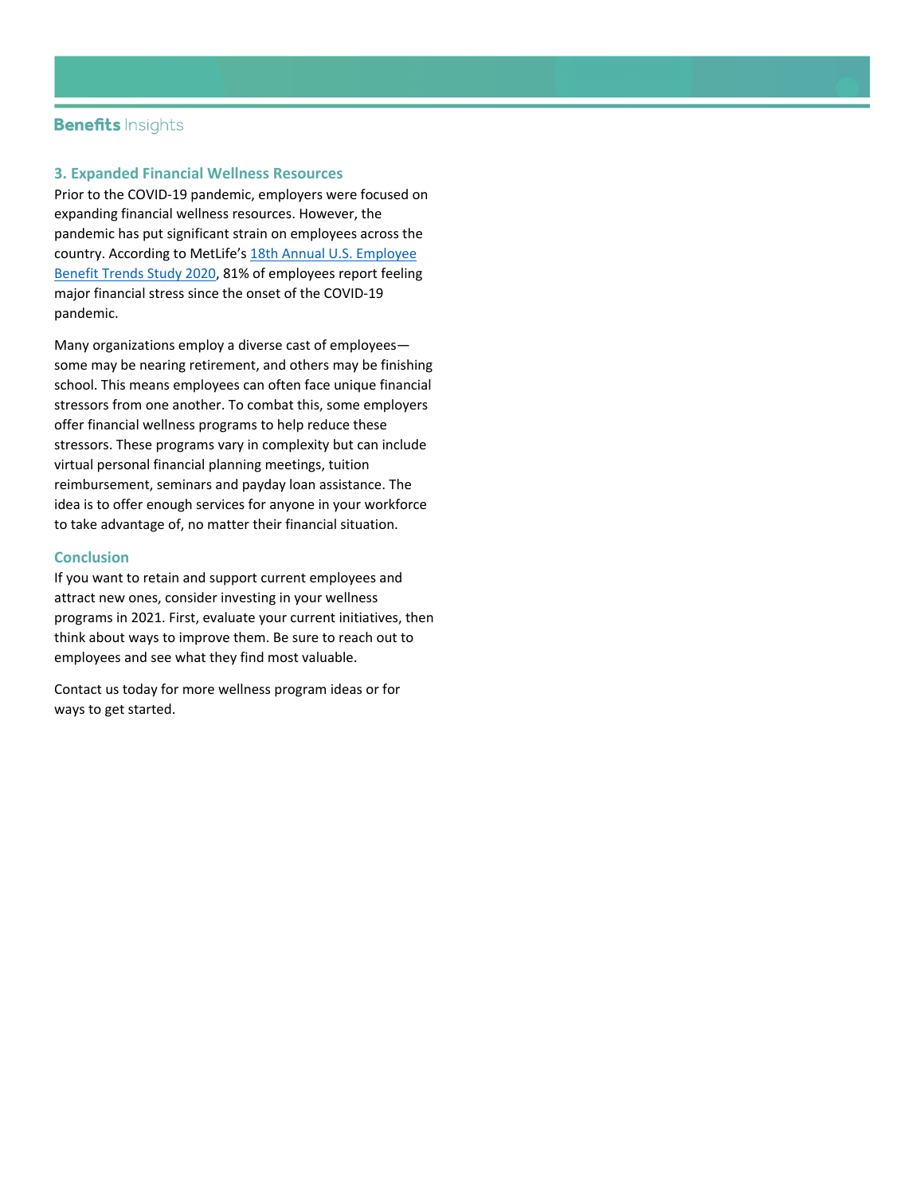### 3. Expanded Financial Wellness Resources

Prior to the COVID-19 pandemic, employers were focused on expanding financial wellness resources. However, the pandemic has put significant strain on employees across the country. According to MetLife's [18th Annual U.S. Employee Benefit Trends Study 2020](), 81% of employees report feeling major financial stress since the onset of the COVID-19 pandemic.

Many organizations employ a diverse cast of employees—some may be nearing retirement, and others may be finishing school. This means employees can often face unique financial stressors from one another. To combat this, some employers offer financial wellness programs to help reduce these stressors. These programs vary in complexity but can include virtual personal financial planning meetings, tuition reimbursement, seminars and payday loan assistance. The idea is to offer enough services for anyone in your workforce to take advantage of, no matter their financial situation.

### Conclusion

If you want to retain and support current employees and attract new ones, consider investing in your wellness programs in 2021. First, evaluate your current initiatives, then think about ways to improve them. Be sure to reach out to employees and see what they find most valuable.

Contact us today for more wellness program ideas or for ways to get started.